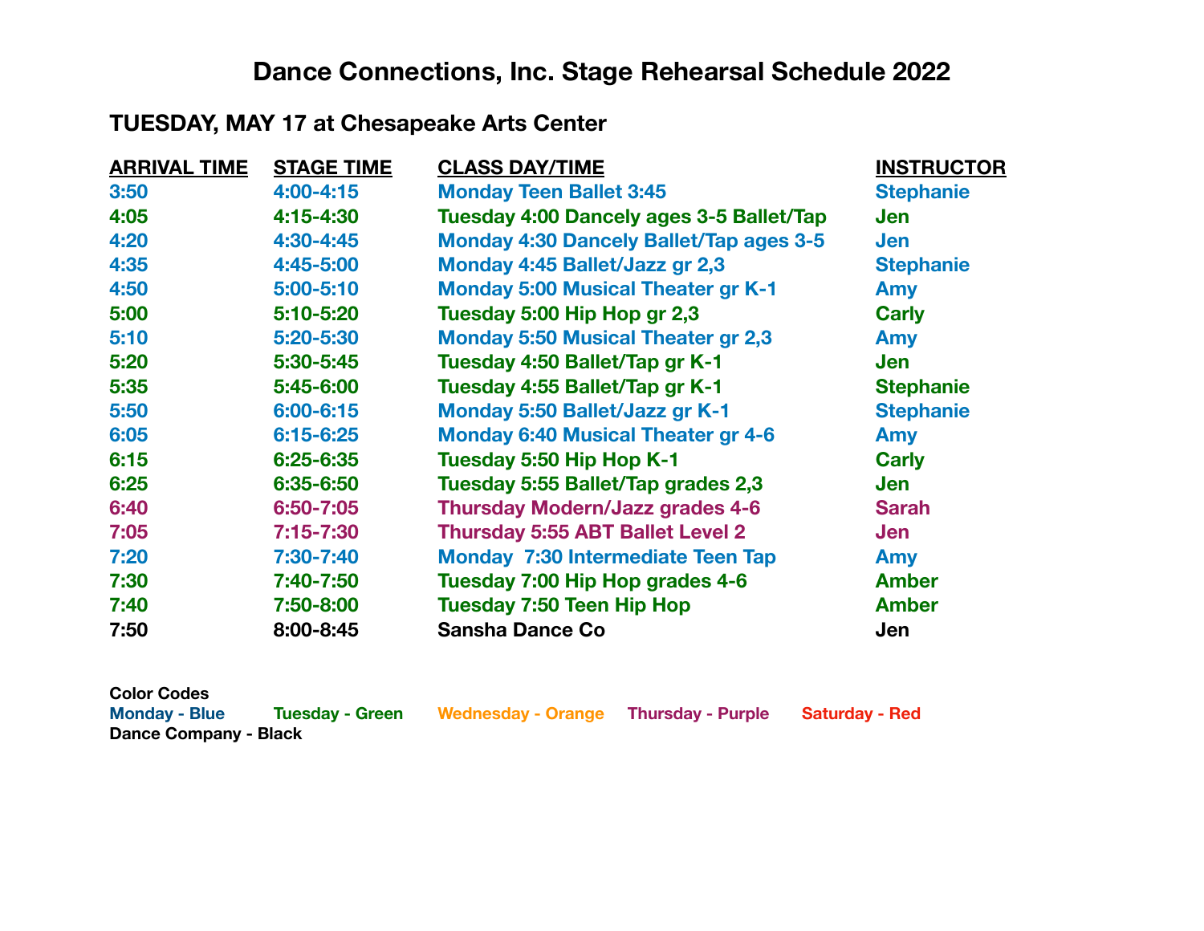# Dance Connections, Inc. Stage Rehearsal Schedule 2022

## TUESDAY, MAY 17 at Chesapeake Arts Center

| ARRIVAL TIME | STAGE TIME | CLASS DAY/TIME | INSTRUCTOR |
|---|---|---|---|
| 3:50 | 4:00-4:15 | Monday Teen Ballet 3:45 | Stephanie |
| 4:05 | 4:15-4:30 | Tuesday 4:00 Dancely ages 3-5 Ballet/Tap | Jen |
| 4:20 | 4:30-4:45 | Monday 4:30 Dancely Ballet/Tap ages 3-5 | Jen |
| 4:35 | 4:45-5:00 | Monday 4:45 Ballet/Jazz gr 2,3 | Stephanie |
| 4:50 | 5:00-5:10 | Monday 5:00 Musical Theater gr K-1 | Amy |
| 5:00 | 5:10-5:20 | Tuesday 5:00 Hip Hop gr 2,3 | Carly |
| 5:10 | 5:20-5:30 | Monday 5:50 Musical Theater gr 2,3 | Amy |
| 5:20 | 5:30-5:45 | Tuesday 4:50 Ballet/Tap gr K-1 | Jen |
| 5:35 | 5:45-6:00 | Tuesday 4:55 Ballet/Tap gr K-1 | Stephanie |
| 5:50 | 6:00-6:15 | Monday 5:50 Ballet/Jazz gr K-1 | Stephanie |
| 6:05 | 6:15-6:25 | Monday 6:40 Musical Theater gr 4-6 | Amy |
| 6:15 | 6:25-6:35 | Tuesday 5:50 Hip Hop K-1 | Carly |
| 6:25 | 6:35-6:50 | Tuesday 5:55 Ballet/Tap grades 2,3 | Jen |
| 6:40 | 6:50-7:05 | Thursday Modern/Jazz grades 4-6 | Sarah |
| 7:05 | 7:15-7:30 | Thursday 5:55 ABT Ballet Level 2 | Jen |
| 7:20 | 7:30-7:40 | Monday 7:30 Intermediate Teen Tap | Amy |
| 7:30 | 7:40-7:50 | Tuesday 7:00 Hip Hop grades 4-6 | Amber |
| 7:40 | 7:50-8:00 | Tuesday 7:50 Teen Hip Hop | Amber |
| 7:50 | 8:00-8:45 | Sansha Dance Co | Jen |

**Color Codes**

**Monday - Blue** **Tuesday - Green** **Wednesday - Orange** **Thursday - Purple** **Saturday - Red**

**Dance Company - Black**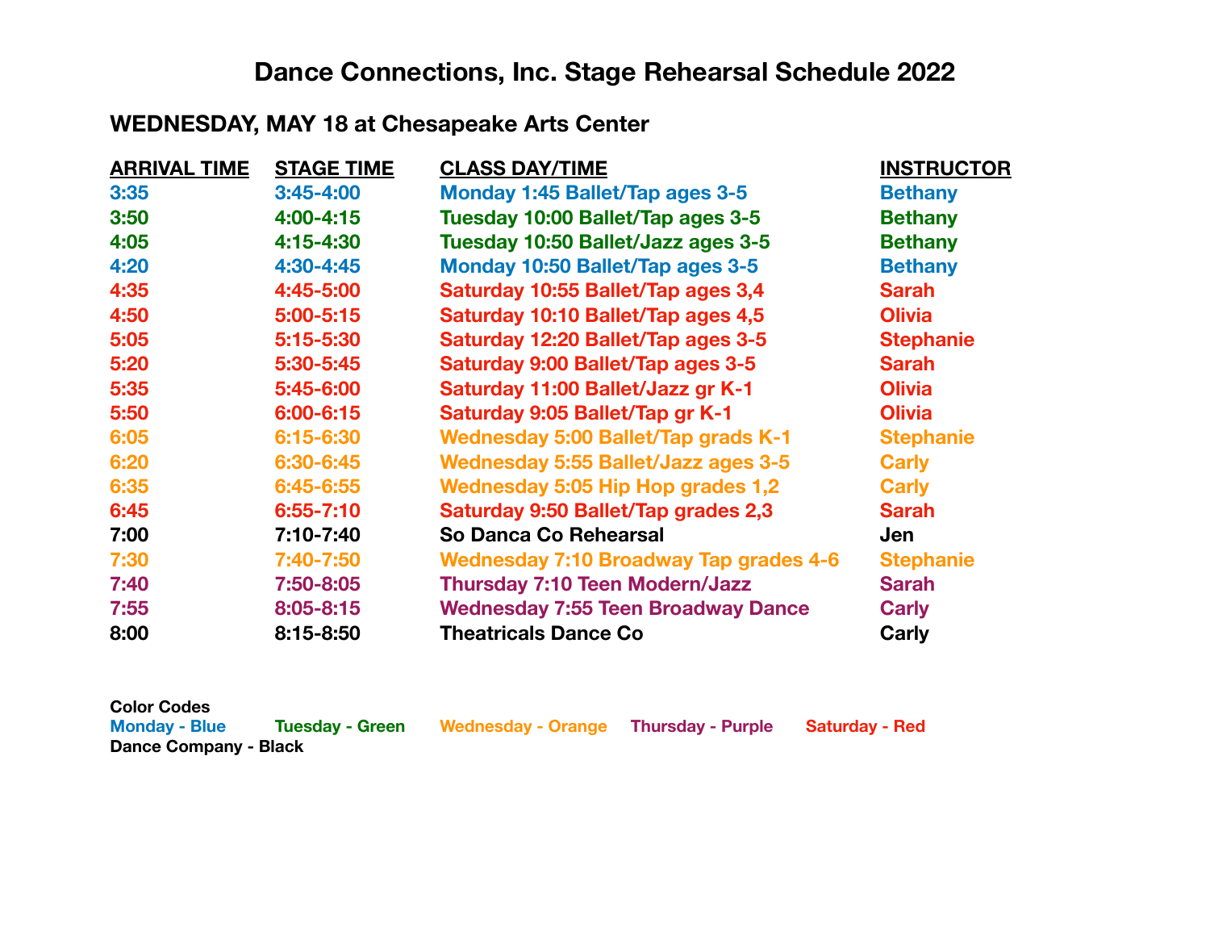# Dance Connections, Inc. Stage Rehearsal Schedule 2022

## WEDNESDAY, MAY 18 at Chesapeake Arts Center

| ARRIVAL TIME | STAGE TIME | CLASS DAY/TIME | INSTRUCTOR |
|---|---|---|---|
| 3:35 | 3:45-4:00 | Monday 1:45 Ballet/Tap ages 3-5 | Bethany |
| 3:50 | 4:00-4:15 | Tuesday 10:00 Ballet/Tap ages 3-5 | Bethany |
| 4:05 | 4:15-4:30 | Tuesday 10:50 Ballet/Jazz ages 3-5 | Bethany |
| 4:20 | 4:30-4:45 | Monday 10:50 Ballet/Tap ages 3-5 | Bethany |
| 4:35 | 4:45-5:00 | Saturday 10:55 Ballet/Tap ages 3,4 | Sarah |
| 4:50 | 5:00-5:15 | Saturday 10:10 Ballet/Tap ages 4,5 | Olivia |
| 5:05 | 5:15-5:30 | Saturday 12:20 Ballet/Tap ages 3-5 | Stephanie |
| 5:20 | 5:30-5:45 | Saturday 9:00 Ballet/Tap ages 3-5 | Sarah |
| 5:35 | 5:45-6:00 | Saturday 11:00 Ballet/Jazz gr K-1 | Olivia |
| 5:50 | 6:00-6:15 | Saturday 9:05 Ballet/Tap gr K-1 | Olivia |
| 6:05 | 6:15-6:30 | Wednesday 5:00 Ballet/Tap grads K-1 | Stephanie |
| 6:20 | 6:30-6:45 | Wednesday 5:55 Ballet/Jazz ages 3-5 | Carly |
| 6:35 | 6:45-6:55 | Wednesday 5:05 Hip Hop grades 1,2 | Carly |
| 6:45 | 6:55-7:10 | Saturday 9:50 Ballet/Tap grades 2,3 | Sarah |
| 7:00 | 7:10-7:40 | So Danca Co Rehearsal | Jen |
| 7:30 | 7:40-7:50 | Wednesday 7:10 Broadway Tap grades 4-6 | Stephanie |
| 7:40 | 7:50-8:05 | Thursday 7:10 Teen Modern/Jazz | Sarah |
| 7:55 | 8:05-8:15 | Wednesday 7:55 Teen Broadway Dance | Carly |
| 8:00 | 8:15-8:50 | Theatricals Dance Co | Carly |

**Color Codes**
**Monday - Blue** **Tuesday - Green** **Wednesday - Orange** **Thursday - Purple** **Saturday - Red**
**Dance Company - Black**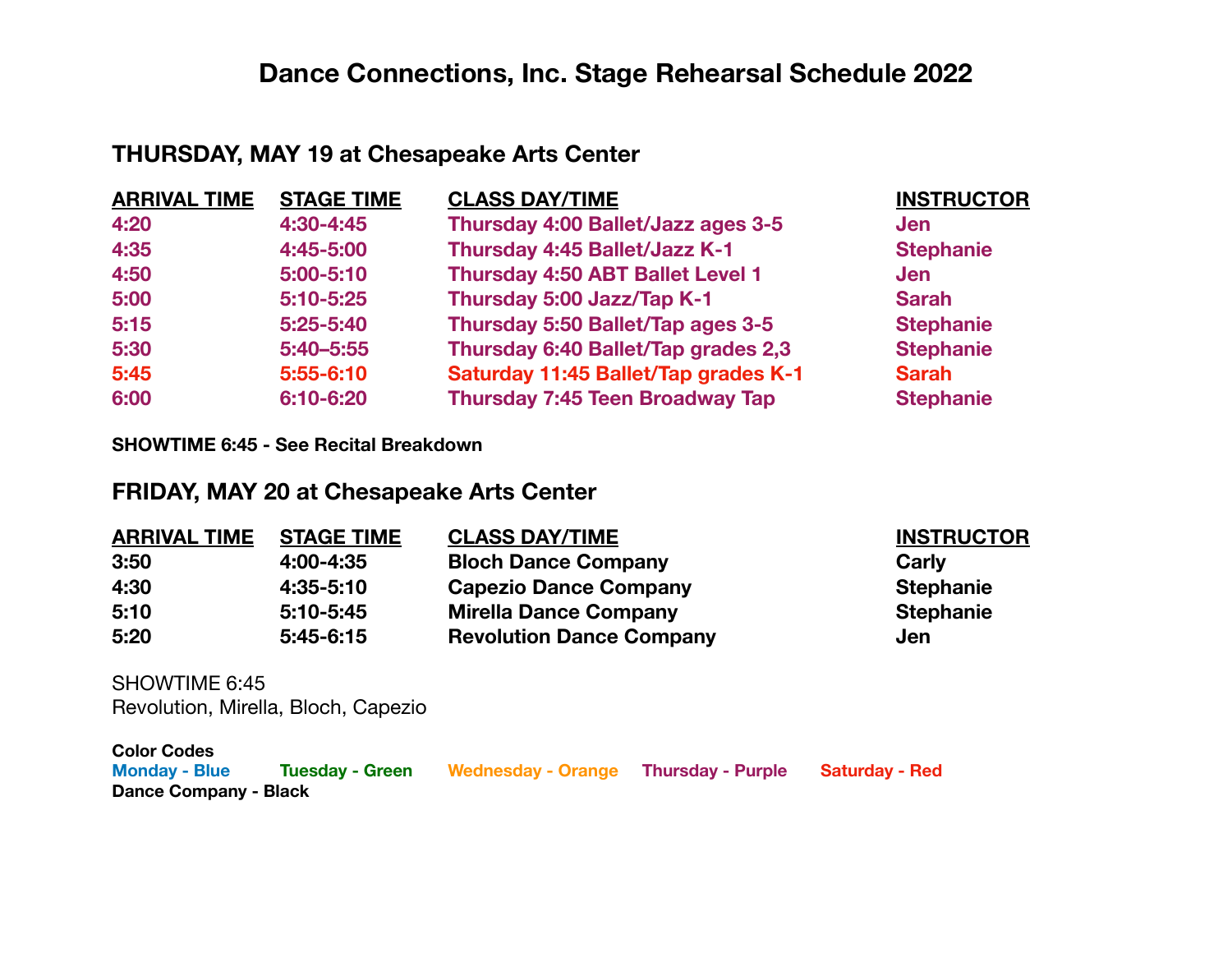# Dance Connections, Inc. Stage Rehearsal Schedule 2022

## THURSDAY, MAY 19 at Chesapeake Arts Center

| ARRIVAL TIME | STAGE TIME | CLASS DAY/TIME | INSTRUCTOR |
|---|---|---|---|
| 4:20 | 4:30-4:45 | Thursday 4:00 Ballet/Jazz ages 3-5 | Jen |
| 4:35 | 4:45-5:00 | Thursday 4:45 Ballet/Jazz K-1 | Stephanie |
| 4:50 | 5:00-5:10 | Thursday 4:50 ABT Ballet Level 1 | Jen |
| 5:00 | 5:10-5:25 | Thursday 5:00 Jazz/Tap K-1 | Sarah |
| 5:15 | 5:25-5:40 | Thursday 5:50 Ballet/Tap ages 3-5 | Stephanie |
| 5:30 | 5:40–5:55 | Thursday 6:40 Ballet/Tap grades 2,3 | Stephanie |
| 5:45 | 5:55-6:10 | Saturday 11:45 Ballet/Tap grades K-1 | Sarah |
| 6:00 | 6:10-6:20 | Thursday 7:45 Teen Broadway Tap | Stephanie |

**SHOWTIME 6:45 - See Recital Breakdown**

## FRIDAY, MAY 20 at Chesapeake Arts Center

| ARRIVAL TIME | STAGE TIME | CLASS DAY/TIME | INSTRUCTOR |
|---|---|---|---|
| 3:50 | 4:00-4:35 | Bloch Dance Company | Carly |
| 4:30 | 4:35-5:10 | Capezio Dance Company | Stephanie |
| 5:10 | 5:10-5:45 | Mirella Dance Company | Stephanie |
| 5:20 | 5:45-6:15 | Revolution Dance Company | Jen |

SHOWTIME 6:45
Revolution, Mirella, Bloch, Capezio

**Color Codes**
**Monday - Blue** **Tuesday - Green** **Wednesday - Orange** **Thursday - Purple** **Saturday - Red**
**Dance Company - Black**